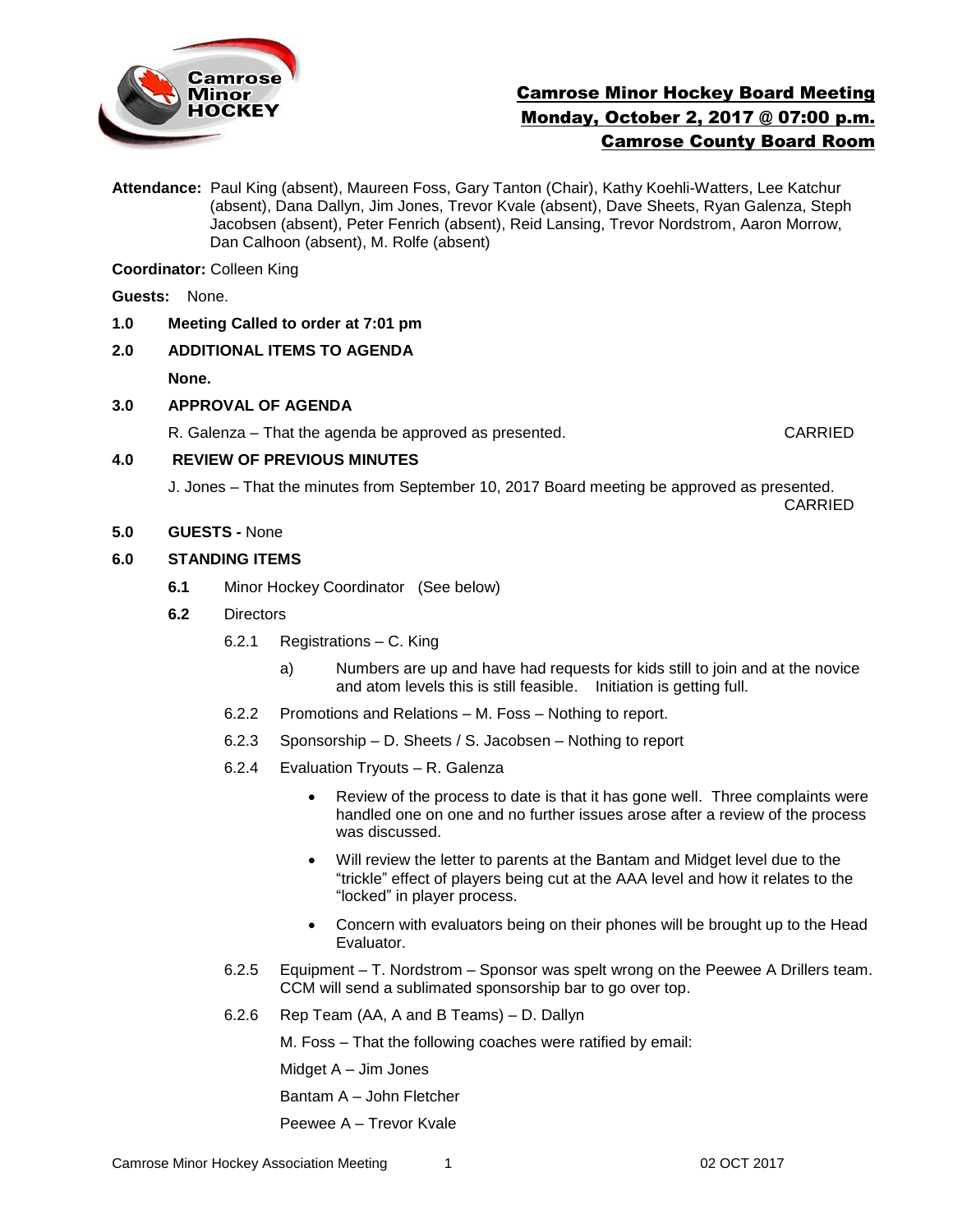# Camrose Minor Hockey Board Meeting
## Monday, October 2, 2017 @ 07:00 p.m.
## Camrose County Board Room

**Attendance:** Paul King (absent), Maureen Foss, Gary Tanton (Chair), Kathy Koehli-Watters, Lee Katchur (absent), Dana Dallyn, Jim Jones, Trevor Kvale (absent), Dave Sheets, Ryan Galenza, Steph Jacobsen (absent), Peter Fenrich (absent), Reid Lansing, Trevor Nordstrom, Aaron Morrow, Dan Calhoon (absent), M. Rolfe (absent)

**Coordinator:** Colleen King

**Guests:** None.

**1.0 Meeting Called to order at 7:01 pm**

**2.0 ADDITIONAL ITEMS TO AGENDA**

**None.**

**3.0 APPROVAL OF AGENDA**

R. Galenza – That the agenda be approved as presented. CARRIED

**4.0 REVIEW OF PREVIOUS MINUTES**

J. Jones – That the minutes from September 10, 2017 Board meeting be approved as presented. CARRIED

**5.0 GUESTS -** None

**6.0 STANDING ITEMS**

**6.1** Minor Hockey Coordinator (See below)

**6.2** Directors

6.2.1 Registrations – C. King

a) Numbers are up and have had requests for kids still to join and at the novice and atom levels this is still feasible. Initiation is getting full.

6.2.2 Promotions and Relations – M. Foss – Nothing to report.

6.2.3 Sponsorship – D. Sheets / S. Jacobsen – Nothing to report

6.2.4 Evaluation Tryouts – R. Galenza

- Review of the process to date is that it has gone well. Three complaints were handled one on one and no further issues arose after a review of the process was discussed.
- Will review the letter to parents at the Bantam and Midget level due to the "trickle" effect of players being cut at the AAA level and how it relates to the "locked" in player process.
- Concern with evaluators being on their phones will be brought up to the Head Evaluator.

6.2.5 Equipment – T. Nordstrom – Sponsor was spelt wrong on the Peewee A Drillers team. CCM will send a sublimated sponsorship bar to go over top.

6.2.6 Rep Team (AA, A and B Teams) – D. Dallyn

M. Foss – That the following coaches were ratified by email:

Midget A – Jim Jones

Bantam A – John Fletcher

Peewee A – Trevor Kvale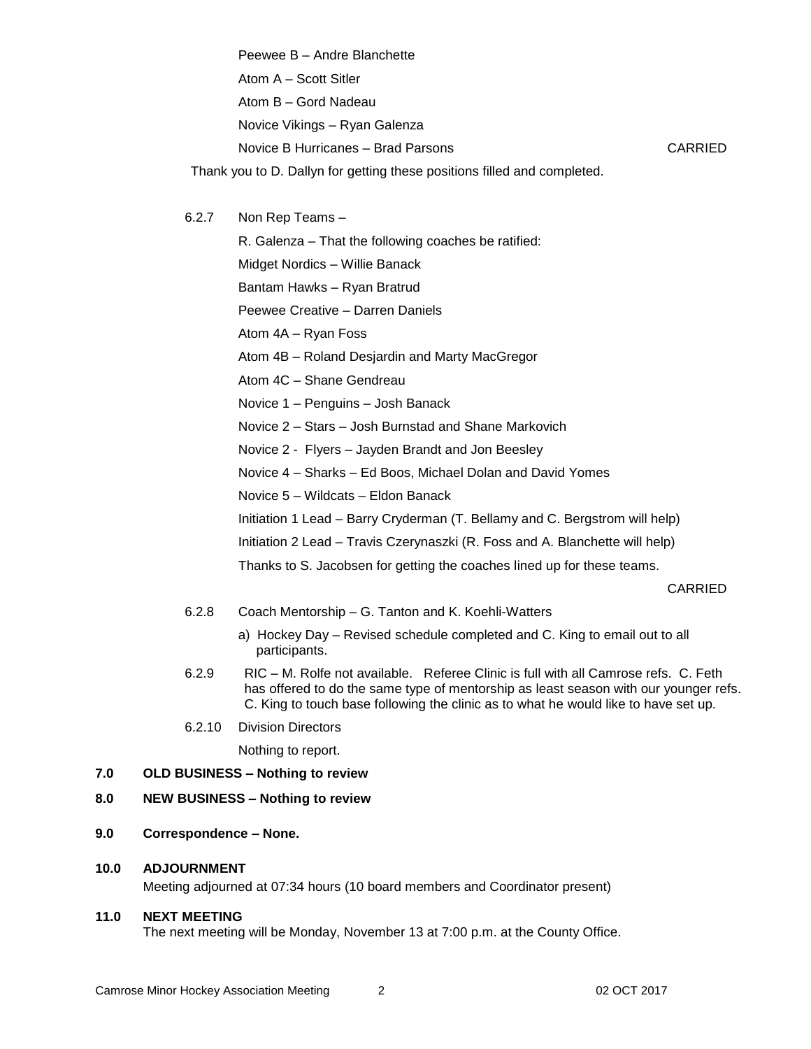Peewee B – Andre Blanchette

Atom A – Scott Sitler

Atom B – Gord Nadeau

Novice Vikings – Ryan Galenza

Novice B Hurricanes – Brad Parsons CARRIED

Thank you to D. Dallyn for getting these positions filled and completed.

6.2.7 Non Rep Teams –

R. Galenza – That the following coaches be ratified:

Midget Nordics – Willie Banack

Bantam Hawks – Ryan Bratrud

Peewee Creative – Darren Daniels

Atom 4A – Ryan Foss

Atom 4B – Roland Desjardin and Marty MacGregor

Atom 4C – Shane Gendreau

Novice 1 – Penguins – Josh Banack

Novice 2 – Stars – Josh Burnstad and Shane Markovich

Novice 2 - Flyers – Jayden Brandt and Jon Beesley

Novice 4 – Sharks – Ed Boos, Michael Dolan and David Yomes

Novice 5 – Wildcats – Eldon Banack

Initiation 1 Lead – Barry Cryderman (T. Bellamy and C. Bergstrom will help)

Initiation 2 Lead – Travis Czerynaszki (R. Foss and A. Blanchette will help)

Thanks to S. Jacobsen for getting the coaches lined up for these teams.

CARRIED

6.2.8 Coach Mentorship – G. Tanton and K. Koehli-Watters

a) Hockey Day – Revised schedule completed and C. King to email out to all participants.

6.2.9 RIC – M. Rolfe not available. Referee Clinic is full with all Camrose refs. C. Feth has offered to do the same type of mentorship as least season with our younger refs. C. King to touch base following the clinic as to what he would like to have set up.

6.2.10 Division Directors

Nothing to report.

**7.0 OLD BUSINESS – Nothing to review**

**8.0 NEW BUSINESS – Nothing to review**

**9.0 Correspondence – None.**

**10.0 ADJOURNMENT**

Meeting adjourned at 07:34 hours (10 board members and Coordinator present)

**11.0 NEXT MEETING**

The next meeting will be Monday, November 13 at 7:00 p.m. at the County Office.